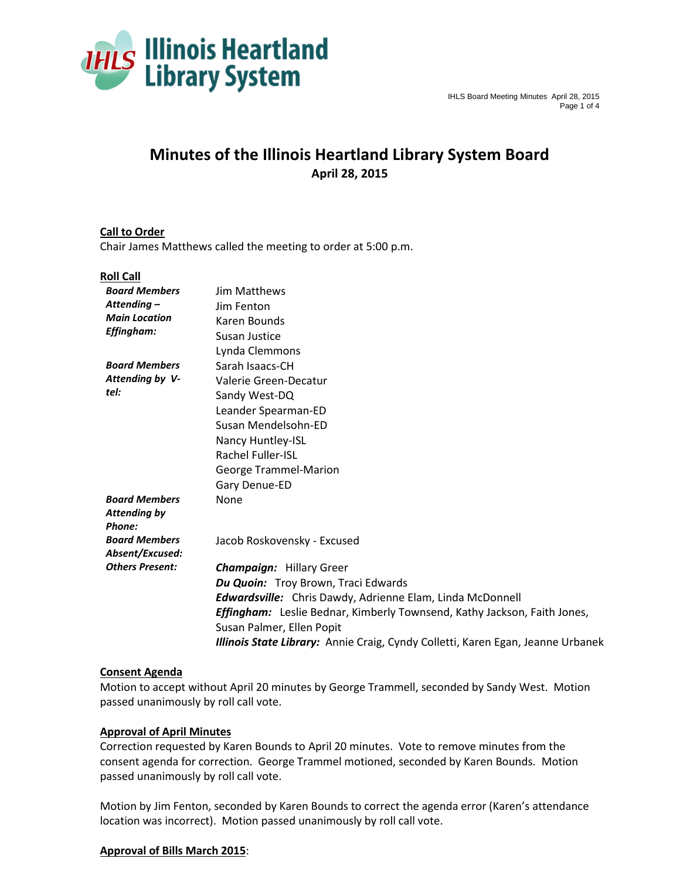# Minutes of the Illinois Heartland Library System Board

**April 28, 2015**

**Call to Order**

Chair James Matthews called the meeting to order at 5:00 p.m.

**Roll Call**

| | |
|---|---|
| ***Board Members Attending – Main Location Effingham:*** | Jim Matthews<br>Jim Fenton<br>Karen Bounds<br>Susan Justice<br>Lynda Clemmons |
| ***Board Members Attending by V-tel:*** | Sarah Isaacs-CH<br>Valerie Green-Decatur<br>Sandy West-DQ<br>Leander Spearman-ED<br>Susan Mendelsohn-ED<br>Nancy Huntley-ISL<br>Rachel Fuller-ISL<br>George Trammel-Marion<br>Gary Denue-ED |
| ***Board Members Attending by Phone:*** | None |
| ***Board Members Absent/Excused:*** | Jacob Roskovensky - Excused |
| ***Others Present:*** | ***Champaign:*** Hillary Greer<br>***Du Quoin:*** Troy Brown, Traci Edwards<br>***Edwardsville:*** Chris Dawdy, Adrienne Elam, Linda McDonnell<br>***Effingham:*** Leslie Bednar, Kimberly Townsend, Kathy Jackson, Faith Jones, Susan Palmer, Ellen Popit<br>***Illinois State Library:*** Annie Craig, Cyndy Colletti, Karen Egan, Jeanne Urbanek |

**Consent Agenda**

Motion to accept without April 20 minutes by George Trammell, seconded by Sandy West. Motion passed unanimously by roll call vote.

**Approval of April Minutes**

Correction requested by Karen Bounds to April 20 minutes. Vote to remove minutes from the consent agenda for correction. George Trammel motioned, seconded by Karen Bounds. Motion passed unanimously by roll call vote.

Motion by Jim Fenton, seconded by Karen Bounds to correct the agenda error (Karen's attendance location was incorrect). Motion passed unanimously by roll call vote.

**Approval of Bills March 2015**: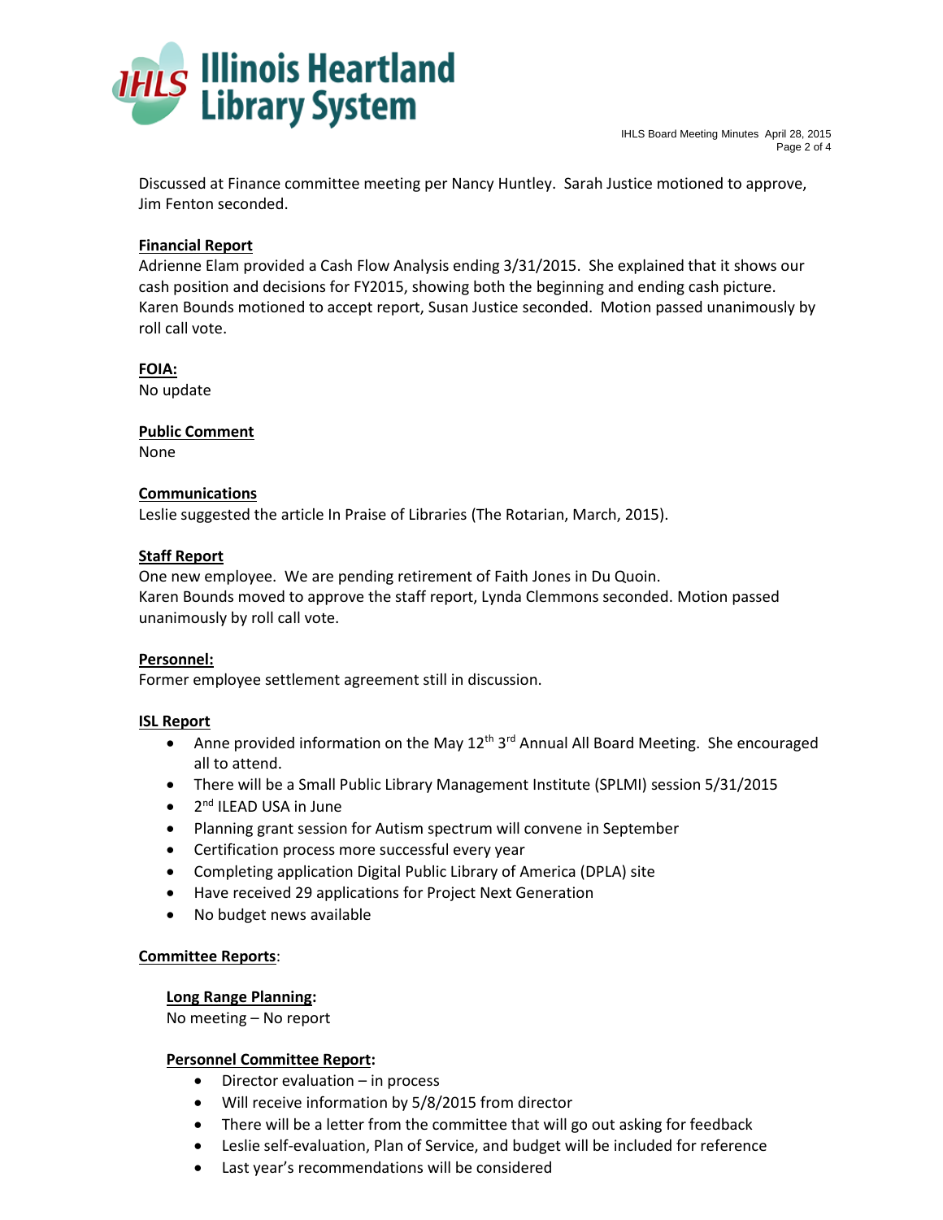Discussed at Finance committee meeting per Nancy Huntley. Sarah Justice motioned to approve, Jim Fenton seconded.

**Financial Report**

Adrienne Elam provided a Cash Flow Analysis ending 3/31/2015. She explained that it shows our cash position and decisions for FY2015, showing both the beginning and ending cash picture. Karen Bounds motioned to accept report, Susan Justice seconded. Motion passed unanimously by roll call vote.

**FOIA:**

No update

**Public Comment**

None

**Communications**

Leslie suggested the article In Praise of Libraries (The Rotarian, March, 2015).

**Staff Report**

One new employee. We are pending retirement of Faith Jones in Du Quoin.
Karen Bounds moved to approve the staff report, Lynda Clemmons seconded. Motion passed unanimously by roll call vote.

**Personnel:**

Former employee settlement agreement still in discussion.

**ISL Report**

- Anne provided information on the May 12th 3rd Annual All Board Meeting. She encouraged all to attend.
- There will be a Small Public Library Management Institute (SPLMI) session 5/31/2015
- 2nd ILEAD USA in June
- Planning grant session for Autism spectrum will convene in September
- Certification process more successful every year
- Completing application Digital Public Library of America (DPLA) site
- Have received 29 applications for Project Next Generation
- No budget news available

**Committee Reports**:

**Long Range Planning:**

No meeting – No report

**Personnel Committee Report:**

- Director evaluation – in process
- Will receive information by 5/8/2015 from director
- There will be a letter from the committee that will go out asking for feedback
- Leslie self-evaluation, Plan of Service, and budget will be included for reference
- Last year's recommendations will be considered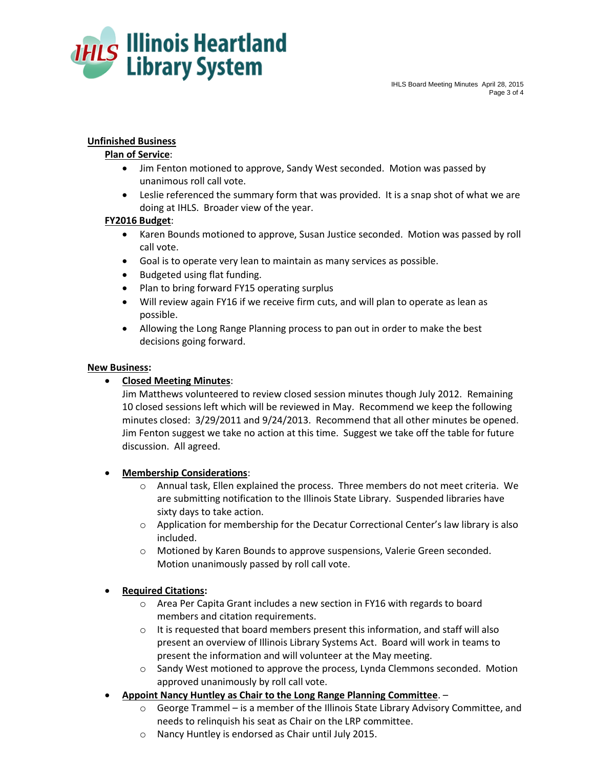## Unfinished Business

### Plan of Service:

- Jim Fenton motioned to approve, Sandy West seconded. Motion was passed by unanimous roll call vote.
- Leslie referenced the summary form that was provided. It is a snap shot of what we are doing at IHLS. Broader view of the year.

### FY2016 Budget:

- Karen Bounds motioned to approve, Susan Justice seconded. Motion was passed by roll call vote.
- Goal is to operate very lean to maintain as many services as possible.
- Budgeted using flat funding.
- Plan to bring forward FY15 operating surplus
- Will review again FY16 if we receive firm cuts, and will plan to operate as lean as possible.
- Allowing the Long Range Planning process to pan out in order to make the best decisions going forward.

## New Business:

- **Closed Meeting Minutes**:
  Jim Matthews volunteered to review closed session minutes though July 2012. Remaining 10 closed sessions left which will be reviewed in May. Recommend we keep the following minutes closed: 3/29/2011 and 9/24/2013. Recommend that all other minutes be opened. Jim Fenton suggest we take no action at this time. Suggest we take off the table for future discussion. All agreed.

- **Membership Considerations**:
  - Annual task, Ellen explained the process. Three members do not meet criteria. We are submitting notification to the Illinois State Library. Suspended libraries have sixty days to take action.
  - Application for membership for the Decatur Correctional Center's law library is also included.
  - Motioned by Karen Bounds to approve suspensions, Valerie Green seconded. Motion unanimously passed by roll call vote.

- **Required Citations:**
  - Area Per Capita Grant includes a new section in FY16 with regards to board members and citation requirements.
  - It is requested that board members present this information, and staff will also present an overview of Illinois Library Systems Act. Board will work in teams to present the information and will volunteer at the May meeting.
  - Sandy West motioned to approve the process, Lynda Clemmons seconded. Motion approved unanimously by roll call vote.
- **Appoint Nancy Huntley as Chair to the Long Range Planning Committee**. –
  - George Trammel – is a member of the Illinois State Library Advisory Committee, and needs to relinquish his seat as Chair on the LRP committee.
  - Nancy Huntley is endorsed as Chair until July 2015.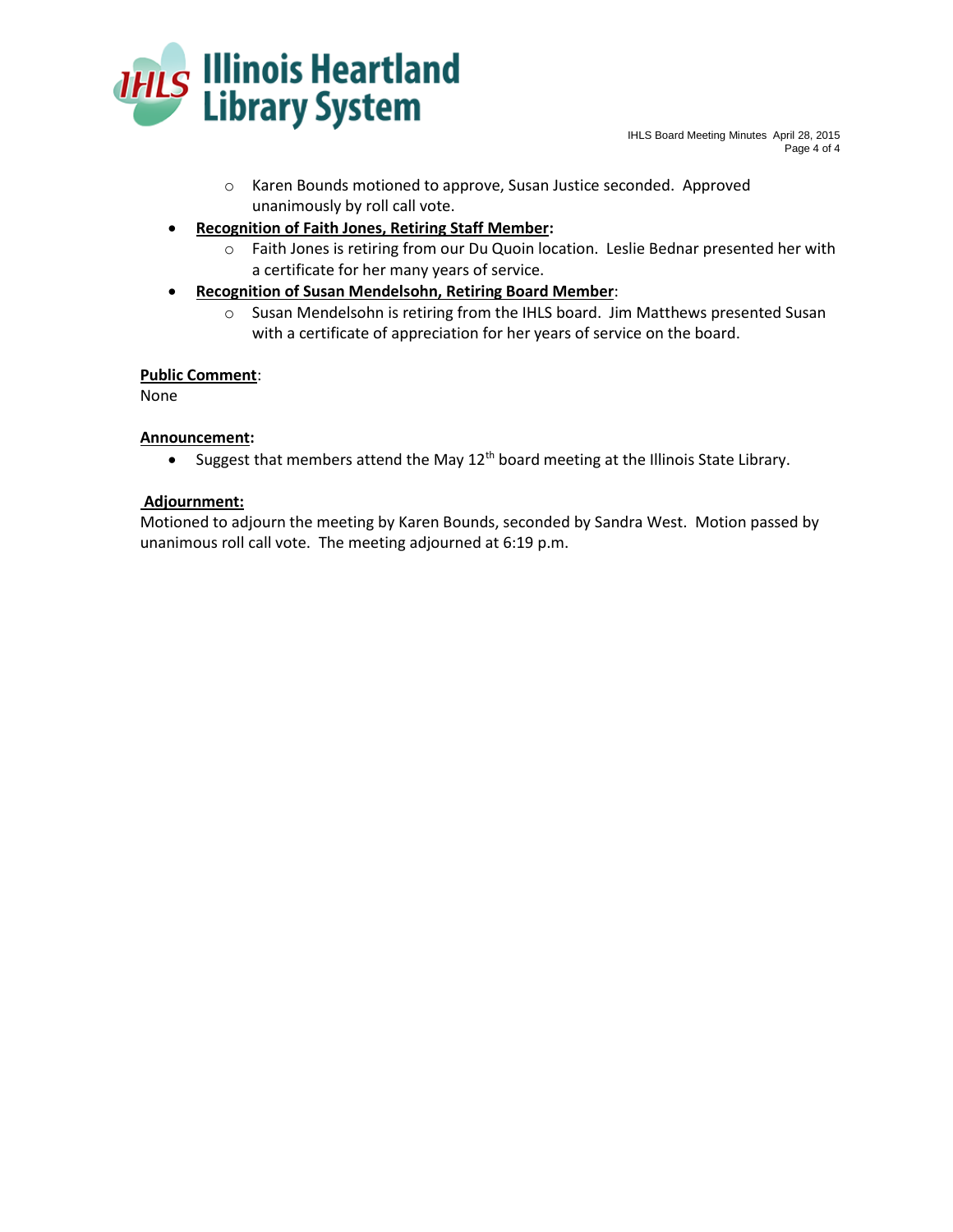- Karen Bounds motioned to approve, Susan Justice seconded. Approved unanimously by roll call vote.

- **Recognition of Faith Jones, Retiring Staff Member:**
  - Faith Jones is retiring from our Du Quoin location. Leslie Bednar presented her with a certificate for her many years of service.
- **Recognition of Susan Mendelsohn, Retiring Board Member**:
  - Susan Mendelsohn is retiring from the IHLS board. Jim Matthews presented Susan with a certificate of appreciation for her years of service on the board.

**Public Comment**:
None

**Announcement:**

- Suggest that members attend the May 12th board meeting at the Illinois State Library.

**Adjournment:**
Motioned to adjourn the meeting by Karen Bounds, seconded by Sandra West. Motion passed by unanimous roll call vote. The meeting adjourned at 6:19 p.m.